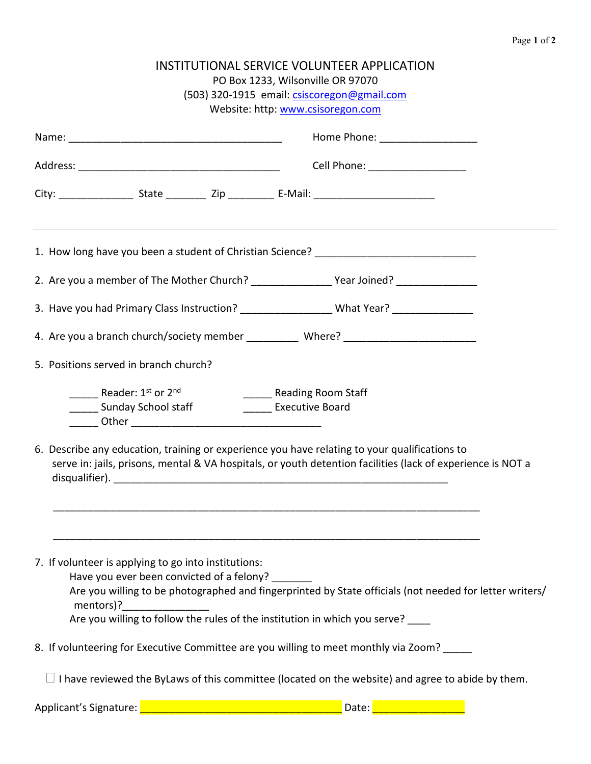# INSTITUTIONAL SERVICE VOLUNTEER APPLICATION

PO Box 1233, Wilsonville OR 97070
(503) 320-1915 email: csiscoregon@gmail.com
Website: http: www.csisoregon.com

Name: ____________________________________ Home Phone: ________________

Address: __________________________________ Cell Phone: ________________

City: ____________ State ______ Zip _______ E-Mail: ____________________

---

1. How long have you been a student of Christian Science? ___________________________
2. Are you a member of The Mother Church? _____________ Year Joined? _____________
3. Have you had Primary Class Instruction? _______________ What Year? _____________
4. Are you a branch church/society member ________ Where? ______________________
5. Positions served in branch church?

   _____ Reader: 1st or 2nd
   _____ Reading Room Staff
   _____ Sunday School staff
   _____ Executive Board
   _____ Other _______________________________

6. Describe any education, training or experience you have relating to your qualifications to serve in: jails, prisons, mental & VA hospitals, or youth detention facilities (lack of experience is NOT a disqualifier). _________________________________________________________

   _________________________________________________________________________

   _________________________________________________________________________

7. If volunteer is applying to go into institutions:
   Have you ever been convicted of a felony? _______
   Are you willing to be photographed and fingerprinted by State officials (not needed for letter writers/ mentors)?______________
   Are you willing to follow the rules of the institution in which you serve? ____

8. If volunteering for Executive Committee are you willing to meet monthly via Zoom? _____

☐ I have reviewed the ByLaws of this committee (located on the website) and agree to abide by them.

Applicant's Signature: ___________________________________ Date: _______________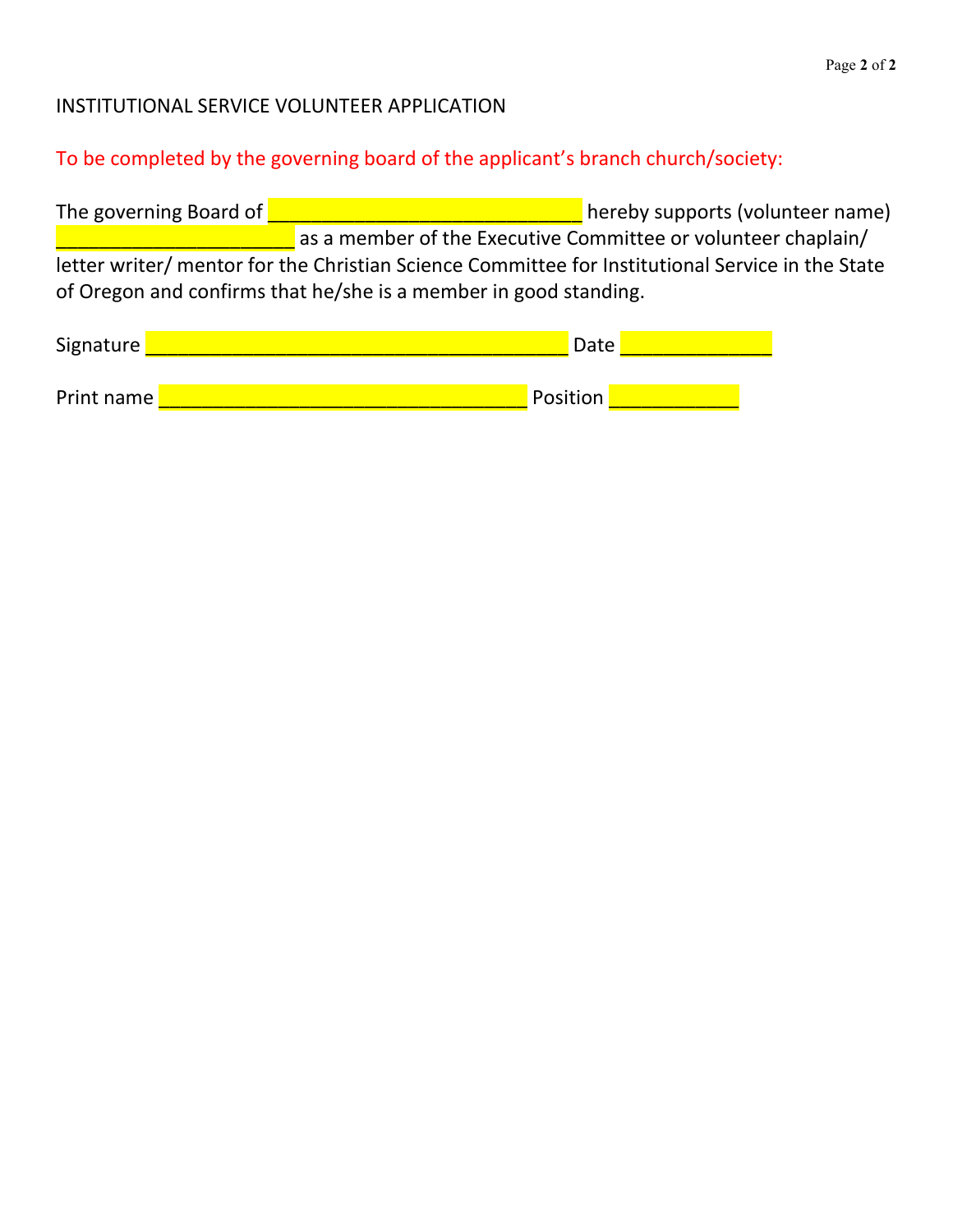INSTITUTIONAL SERVICE VOLUNTEER APPLICATION

To be completed by the governing board of the applicant's branch church/society:

The governing Board of ____________________________ hereby supports (volunteer name) ____________________ as a member of the Executive Committee or volunteer chaplain/ letter writer/ mentor for the Christian Science Committee for Institutional Service in the State of Oregon and confirms that he/she is a member in good standing.

Signature _____________________________________ Date _____________

Print name ________________________________ Position ___________